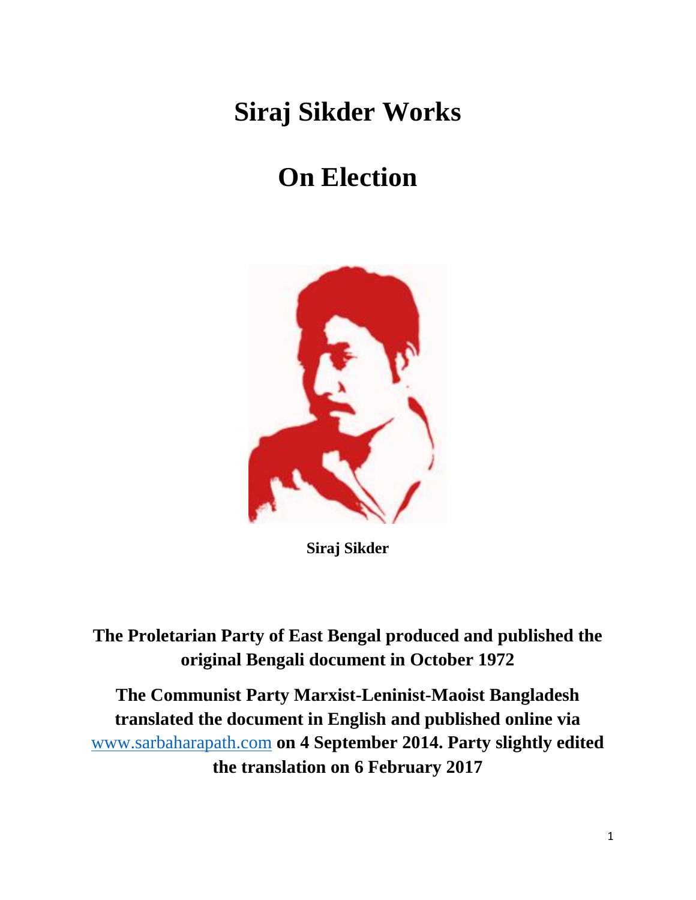# Siraj Sikder Works

# On Election

**Siraj Sikder**

**The Proletarian Party of East Bengal produced and published the original Bengali document in October 1972**

**The Communist Party Marxist-Leninist-Maoist Bangladesh translated the document in English and published online via** www.sarbaharapath.com **on 4 September 2014. Party slightly edited the translation on 6 February 2017**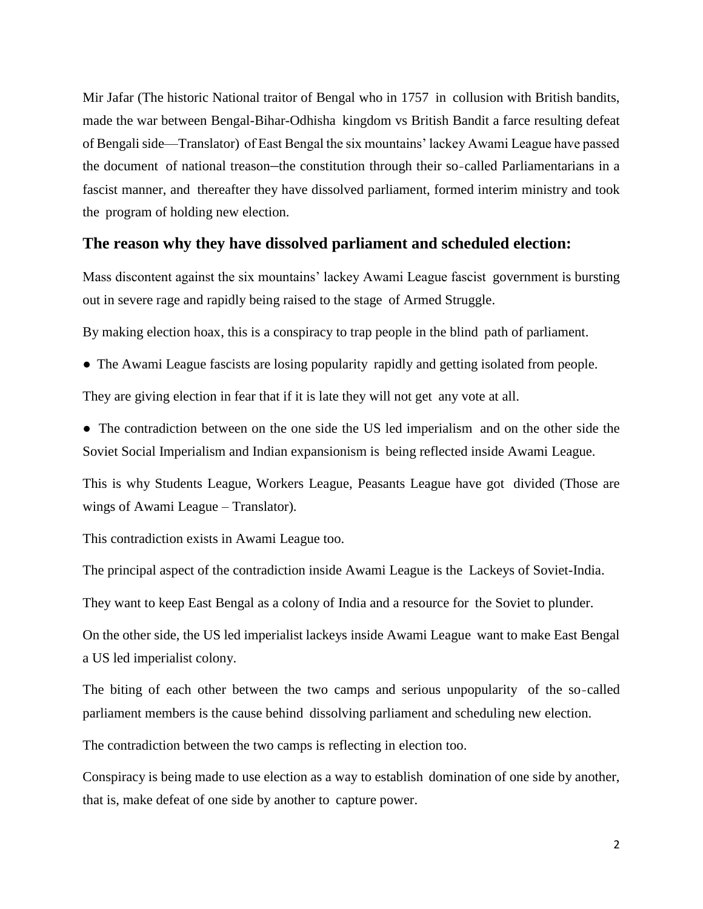Mir Jafar (The historic National traitor of Bengal who in 1757 in collusion with British bandits, made the war between Bengal-Bihar-Odhisha kingdom vs British Bandit a farce resulting defeat of Bengali side—Translator) of East Bengal the six mountains' lackey Awami League have passed the document of national treason–the constitution through their so-called Parliamentarians in a fascist manner, and thereafter they have dissolved parliament, formed interim ministry and took the program of holding new election.

## The reason why they have dissolved parliament and scheduled election:

Mass discontent against the six mountains' lackey Awami League fascist government is bursting out in severe rage and rapidly being raised to the stage of Armed Struggle.

By making election hoax, this is a conspiracy to trap people in the blind path of parliament.

● The Awami League fascists are losing popularity rapidly and getting isolated from people.

They are giving election in fear that if it is late they will not get any vote at all.

● The contradiction between on the one side the US led imperialism and on the other side the Soviet Social Imperialism and Indian expansionism is being reflected inside Awami League.

This is why Students League, Workers League, Peasants League have got divided (Those are wings of Awami League – Translator).

This contradiction exists in Awami League too.

The principal aspect of the contradiction inside Awami League is the Lackeys of Soviet-India.

They want to keep East Bengal as a colony of India and a resource for the Soviet to plunder.

On the other side, the US led imperialist lackeys inside Awami League want to make East Bengal a US led imperialist colony.

The biting of each other between the two camps and serious unpopularity of the so-called parliament members is the cause behind dissolving parliament and scheduling new election.

The contradiction between the two camps is reflecting in election too.

Conspiracy is being made to use election as a way to establish domination of one side by another, that is, make defeat of one side by another to capture power.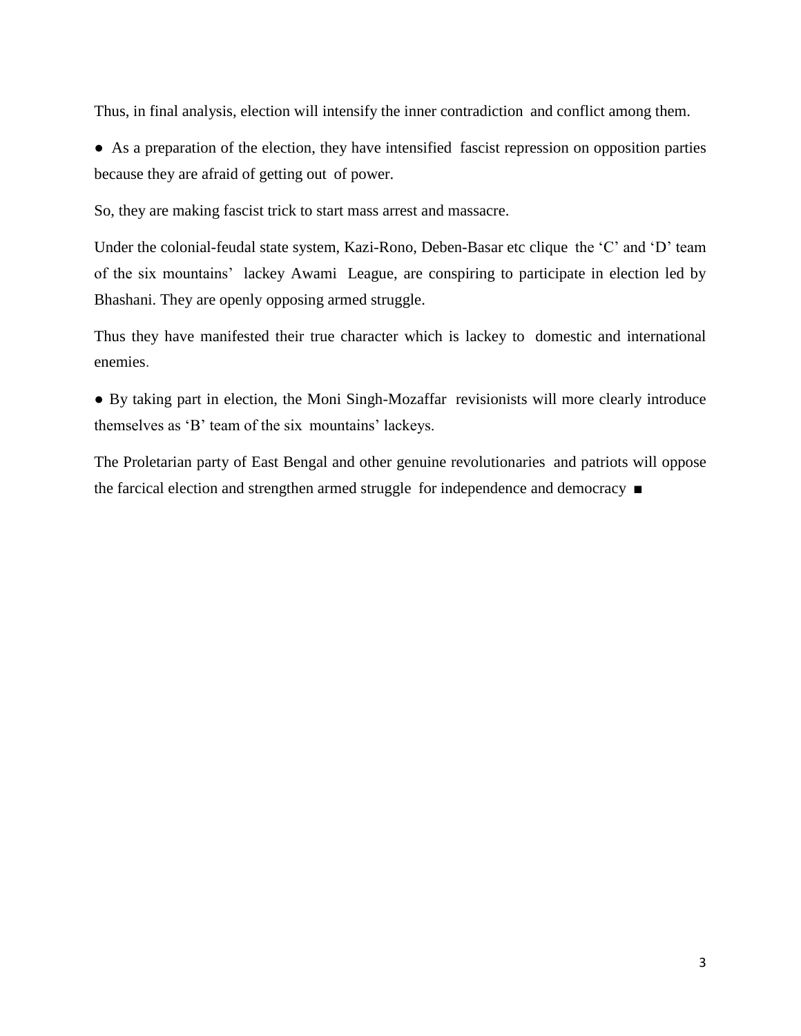Thus, in final analysis, election will intensify the inner contradiction and conflict among them.

● As a preparation of the election, they have intensified fascist repression on opposition parties because they are afraid of getting out of power.

So, they are making fascist trick to start mass arrest and massacre.

Under the colonial-feudal state system, Kazi-Rono, Deben-Basar etc clique the 'C' and 'D' team of the six mountains' lackey Awami League, are conspiring to participate in election led by Bhashani. They are openly opposing armed struggle.

Thus they have manifested their true character which is lackey to domestic and international enemies.

● By taking part in election, the Moni Singh-Mozaffar revisionists will more clearly introduce themselves as 'B' team of the six mountains' lackeys.

The Proletarian party of East Bengal and other genuine revolutionaries and patriots will oppose the farcical election and strengthen armed struggle for independence and democracy ■